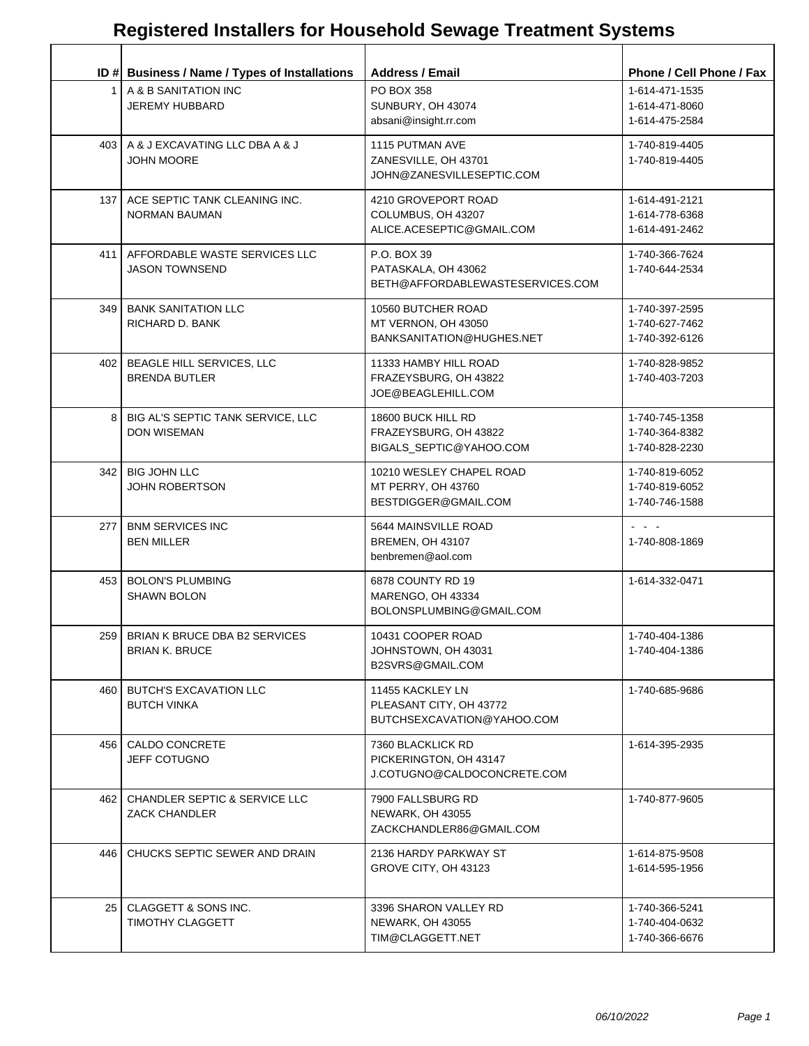# Registered Installers for Household Sewage Treatment Systems

| ID # | Business / Name / Types of Installations | Address / Email | Phone / Cell Phone / Fax |
|---|---|---|---|
| 1 | A & B SANITATION INC<br>JEREMY HUBBARD | PO BOX 358<br>SUNBURY, OH 43074<br>absani@insight.rr.com | 1-614-471-1535<br>1-614-471-8060<br>1-614-475-2584 |
| 403 | A & J EXCAVATING LLC DBA A & J<br>JOHN MOORE | 1115 PUTMAN AVE<br>ZANESVILLE, OH 43701<br>JOHN@ZANESVILLESEPTIC.COM | 1-740-819-4405<br>1-740-819-4405 |
| 137 | ACE SEPTIC TANK CLEANING INC.<br>NORMAN BAUMAN | 4210 GROVEPORT ROAD<br>COLUMBUS, OH 43207<br>ALICE.ACESEPTIC@GMAIL.COM | 1-614-491-2121<br>1-614-778-6368<br>1-614-491-2462 |
| 411 | AFFORDABLE WASTE SERVICES LLC<br>JASON TOWNSEND | P.O. BOX 39<br>PATASKALA, OH 43062<br>BETH@AFFORDABLEWASTESERVICES.COM | 1-740-366-7624<br>1-740-644-2534 |
| 349 | BANK SANITATION LLC<br>RICHARD D. BANK | 10560 BUTCHER ROAD<br>MT VERNON, OH 43050<br>BANKSANITATION@HUGHES.NET | 1-740-397-2595<br>1-740-627-7462<br>1-740-392-6126 |
| 402 | BEAGLE HILL SERVICES, LLC<br>BRENDA BUTLER | 11333 HAMBY HILL ROAD<br>FRAZEYSBURG, OH 43822<br>JOE@BEAGLEHILL.COM | 1-740-828-9852<br>1-740-403-7203 |
| 8 | BIG AL'S SEPTIC TANK SERVICE, LLC<br>DON WISEMAN | 18600 BUCK HILL RD<br>FRAZEYSBURG, OH 43822<br>BIGALS_SEPTIC@YAHOO.COM | 1-740-745-1358<br>1-740-364-8382<br>1-740-828-2230 |
| 342 | BIG JOHN LLC<br>JOHN ROBERTSON | 10210 WESLEY CHAPEL ROAD<br>MT PERRY, OH 43760<br>BESTDIGGER@GMAIL.COM | 1-740-819-6052<br>1-740-819-6052<br>1-740-746-1588 |
| 277 | BNM SERVICES INC<br>BEN MILLER | 5644 MAINSVILLE ROAD<br>BREMEN, OH 43107<br>benbremen@aol.com | - - -<br>1-740-808-1869 |
| 453 | BOLON'S PLUMBING<br>SHAWN BOLON | 6878 COUNTY RD 19<br>MARENGO, OH 43334<br>BOLONSPLUMBING@GMAIL.COM | 1-614-332-0471 |
| 259 | BRIAN K BRUCE DBA B2 SERVICES<br>BRIAN K. BRUCE | 10431 COOPER ROAD<br>JOHNSTOWN, OH 43031<br>B2SVRS@GMAIL.COM | 1-740-404-1386<br>1-740-404-1386 |
| 460 | BUTCH'S EXCAVATION LLC<br>BUTCH VINKA | 11455 KACKLEY LN<br>PLEASANT CITY, OH 43772<br>BUTCHSEXCAVATION@YAHOO.COM | 1-740-685-9686 |
| 456 | CALDO CONCRETE<br>JEFF COTUGNO | 7360 BLACKLICK RD<br>PICKERINGTON, OH 43147<br>J.COTUGNO@CALDOCONCRETE.COM | 1-614-395-2935 |
| 462 | CHANDLER SEPTIC & SERVICE LLC<br>ZACK CHANDLER | 7900 FALLSBURG RD<br>NEWARK, OH 43055<br>ZACKCHANDLER86@GMAIL.COM | 1-740-877-9605 |
| 446 | CHUCKS SEPTIC SEWER AND DRAIN | 2136 HARDY PARKWAY ST<br>GROVE CITY, OH 43123 | 1-614-875-9508<br>1-614-595-1956 |
| 25 | CLAGGETT & SONS INC.<br>TIMOTHY CLAGGETT | 3396 SHARON VALLEY RD<br>NEWARK, OH 43055<br>TIM@CLAGGETT.NET | 1-740-366-5241<br>1-740-404-0632<br>1-740-366-6676 |

*06/10/2022*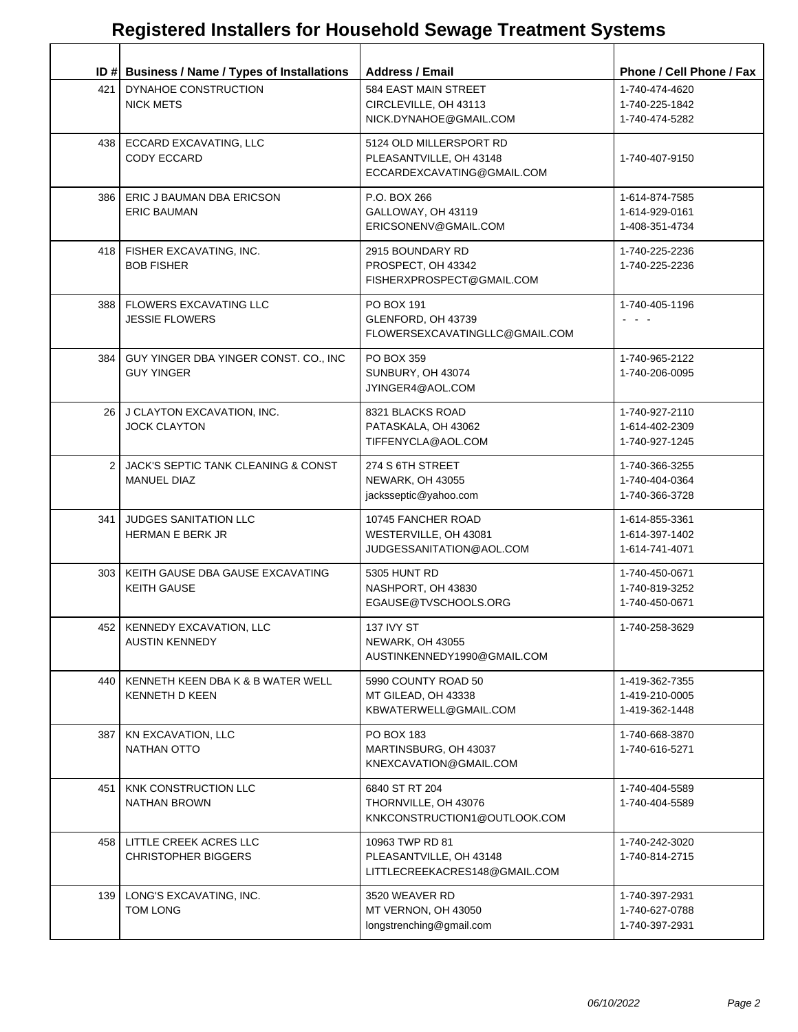# Registered Installers for Household Sewage Treatment Systems

| ID # | Business / Name / Types of Installations | Address / Email | Phone / Cell Phone / Fax |
|---|---|---|---|
| 421 | DYNAHOE CONSTRUCTION<br>NICK METS | 584 EAST MAIN STREET<br>CIRCLEVILLE, OH 43113<br>NICK.DYNAHOE@GMAIL.COM | 1-740-474-4620<br>1-740-225-1842<br>1-740-474-5282 |
| 438 | ECCARD EXCAVATING, LLC<br>CODY ECCARD | 5124 OLD MILLERSPORT RD<br>PLEASANTVILLE, OH 43148<br>ECCARDEXCAVATING@GMAIL.COM | 1-740-407-9150 |
| 386 | ERIC J BAUMAN DBA ERICSON<br>ERIC BAUMAN | P.O. BOX 266<br>GALLOWAY, OH 43119<br>ERICSONENV@GMAIL.COM | 1-614-874-7585<br>1-614-929-0161<br>1-408-351-4734 |
| 418 | FISHER EXCAVATING, INC.<br>BOB FISHER | 2915 BOUNDARY RD<br>PROSPECT, OH 43342<br>FISHERXPROSPECT@GMAIL.COM | 1-740-225-2236<br>1-740-225-2236 |
| 388 | FLOWERS EXCAVATING LLC<br>JESSIE FLOWERS | PO BOX 191<br>GLENFORD, OH 43739<br>FLOWERSEXCAVATINGLLC@GMAIL.COM | 1-740-405-1196<br>- - - |
| 384 | GUY YINGER DBA YINGER CONST. CO., INC<br>GUY YINGER | PO BOX 359<br>SUNBURY, OH 43074<br>JYINGER4@AOL.COM | 1-740-965-2122<br>1-740-206-0095 |
| 26 | J CLAYTON EXCAVATION, INC.<br>JOCK CLAYTON | 8321 BLACKS ROAD<br>PATASKALA, OH 43062<br>TIFFENYCLA@AOL.COM | 1-740-927-2110<br>1-614-402-2309<br>1-740-927-1245 |
| 2 | JACK'S SEPTIC TANK CLEANING & CONST<br>MANUEL DIAZ | 274 S 6TH STREET<br>NEWARK, OH 43055<br>jacksseptic@yahoo.com | 1-740-366-3255<br>1-740-404-0364<br>1-740-366-3728 |
| 341 | JUDGES SANITATION LLC<br>HERMAN E BERK JR | 10745 FANCHER ROAD<br>WESTERVILLE, OH 43081<br>JUDGESSANITATION@AOL.COM | 1-614-855-3361<br>1-614-397-1402<br>1-614-741-4071 |
| 303 | KEITH GAUSE DBA GAUSE EXCAVATING<br>KEITH GAUSE | 5305 HUNT RD<br>NASHPORT, OH 43830<br>EGAUSE@TVSCHOOLS.ORG | 1-740-450-0671<br>1-740-819-3252<br>1-740-450-0671 |
| 452 | KENNEDY EXCAVATION, LLC<br>AUSTIN KENNEDY | 137 IVY ST<br>NEWARK, OH 43055<br>AUSTINKENNEDY1990@GMAIL.COM | 1-740-258-3629 |
| 440 | KENNETH KEEN DBA K & B WATER WELL<br>KENNETH D KEEN | 5990 COUNTY ROAD 50<br>MT GILEAD, OH 43338<br>KBWATERWELL@GMAIL.COM | 1-419-362-7355<br>1-419-210-0005<br>1-419-362-1448 |
| 387 | KN EXCAVATION, LLC<br>NATHAN OTTO | PO BOX 183<br>MARTINSBURG, OH 43037<br>KNEXCAVATION@GMAIL.COM | 1-740-668-3870<br>1-740-616-5271 |
| 451 | KNK CONSTRUCTION LLC<br>NATHAN BROWN | 6840 ST RT 204<br>THORNVILLE, OH 43076<br>KNKCONSTRUCTION1@OUTLOOK.COM | 1-740-404-5589<br>1-740-404-5589 |
| 458 | LITTLE CREEK ACRES LLC<br>CHRISTOPHER BIGGERS | 10963 TWP RD 81<br>PLEASANTVILLE, OH 43148<br>LITTLECREEKACRES148@GMAIL.COM | 1-740-242-3020<br>1-740-814-2715 |
| 139 | LONG'S EXCAVATING, INC.<br>TOM LONG | 3520 WEAVER RD<br>MT VERNON, OH 43050<br>longstrenching@gmail.com | 1-740-397-2931<br>1-740-627-0788<br>1-740-397-2931 |

*06/10/2022*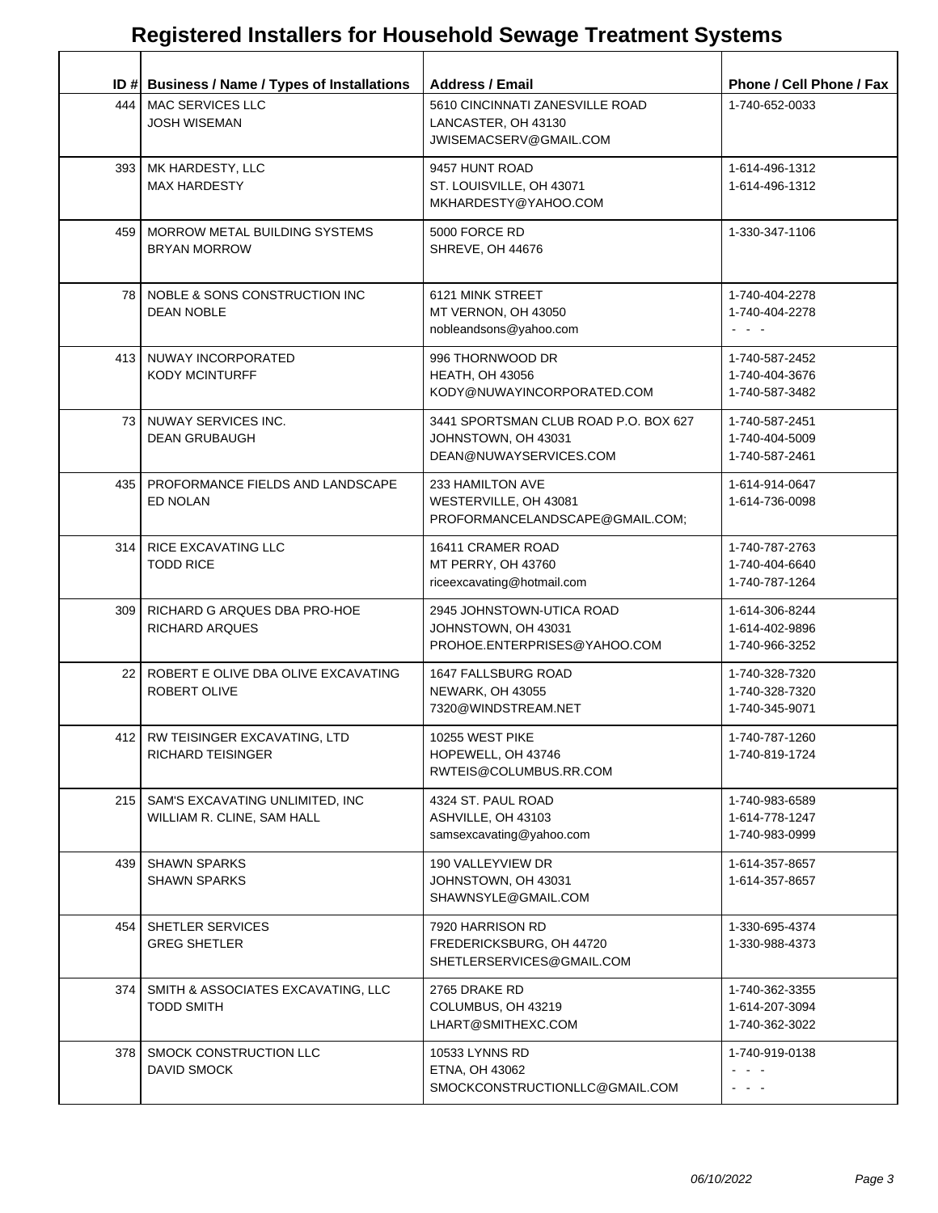# Registered Installers for Household Sewage Treatment Systems

| ID # | Business / Name / Types of Installations | Address / Email | Phone / Cell Phone / Fax |
|---|---|---|---|
| 444 | MAC SERVICES LLC<br>JOSH WISEMAN | 5610 CINCINNATI ZANESVILLE ROAD<br>LANCASTER, OH 43130<br>JWISEMACSERV@GMAIL.COM | 1-740-652-0033 |
| 393 | MK HARDESTY, LLC<br>MAX HARDESTY | 9457 HUNT ROAD<br>ST. LOUISVILLE, OH 43071<br>MKHARDESTY@YAHOO.COM | 1-614-496-1312<br>1-614-496-1312 |
| 459 | MORROW METAL BUILDING SYSTEMS<br>BRYAN MORROW | 5000 FORCE RD<br>SHREVE, OH 44676 | 1-330-347-1106 |
| 78 | NOBLE & SONS CONSTRUCTION INC<br>DEAN NOBLE | 6121 MINK STREET<br>MT VERNON, OH 43050<br>nobleandsons@yahoo.com | 1-740-404-2278<br>1-740-404-2278<br>- - - |
| 413 | NUWAY INCORPORATED<br>KODY MCINTURFF | 996 THORNWOOD DR<br>HEATH, OH 43056<br>KODY@NUWAYINCORPORATED.COM | 1-740-587-2452<br>1-740-404-3676<br>1-740-587-3482 |
| 73 | NUWAY SERVICES INC.<br>DEAN GRUBAUGH | 3441 SPORTSMAN CLUB ROAD P.O. BOX 627<br>JOHNSTOWN, OH 43031<br>DEAN@NUWAYSERVICES.COM | 1-740-587-2451<br>1-740-404-5009<br>1-740-587-2461 |
| 435 | PROFORMANCE FIELDS AND LANDSCAPE<br>ED NOLAN | 233 HAMILTON AVE<br>WESTERVILLE, OH 43081<br>PROFORMANCELANDSCAPE@GMAIL.COM; | 1-614-914-0647<br>1-614-736-0098 |
| 314 | RICE EXCAVATING LLC<br>TODD RICE | 16411 CRAMER ROAD<br>MT PERRY, OH 43760<br>riceexcavating@hotmail.com | 1-740-787-2763<br>1-740-404-6640<br>1-740-787-1264 |
| 309 | RICHARD G ARQUES DBA PRO-HOE<br>RICHARD ARQUES | 2945 JOHNSTOWN-UTICA ROAD<br>JOHNSTOWN, OH 43031<br>PROHOE.ENTERPRISES@YAHOO.COM | 1-614-306-8244<br>1-614-402-9896<br>1-740-966-3252 |
| 22 | ROBERT E OLIVE DBA OLIVE EXCAVATING<br>ROBERT OLIVE | 1647 FALLSBURG ROAD<br>NEWARK, OH 43055<br>7320@WINDSTREAM.NET | 1-740-328-7320<br>1-740-328-7320<br>1-740-345-9071 |
| 412 | RW TEISINGER EXCAVATING, LTD<br>RICHARD TEISINGER | 10255 WEST PIKE<br>HOPEWELL, OH 43746<br>RWTEIS@COLUMBUS.RR.COM | 1-740-787-1260<br>1-740-819-1724 |
| 215 | SAM'S EXCAVATING UNLIMITED, INC<br>WILLIAM R. CLINE, SAM HALL | 4324 ST. PAUL ROAD<br>ASHVILLE, OH 43103<br>samsexcavating@yahoo.com | 1-740-983-6589<br>1-614-778-1247<br>1-740-983-0999 |
| 439 | SHAWN SPARKS<br>SHAWN SPARKS | 190 VALLEYVIEW DR<br>JOHNSTOWN, OH 43031<br>SHAWNSYLE@GMAIL.COM | 1-614-357-8657<br>1-614-357-8657 |
| 454 | SHETLER SERVICES<br>GREG SHETLER | 7920 HARRISON RD<br>FREDERICKSBURG, OH 44720<br>SHETLERSERVICES@GMAIL.COM | 1-330-695-4374<br>1-330-988-4373 |
| 374 | SMITH & ASSOCIATES EXCAVATING, LLC<br>TODD SMITH | 2765 DRAKE RD<br>COLUMBUS, OH 43219<br>LHART@SMITHEXC.COM | 1-740-362-3355<br>1-614-207-3094<br>1-740-362-3022 |
| 378 | SMOCK CONSTRUCTION LLC<br>DAVID SMOCK | 10533 LYNNS RD<br>ETNA, OH 43062<br>SMOCKCONSTRUCTIONLLC@GMAIL.COM | 1-740-919-0138<br>- - -<br>- - - |

06/10/2022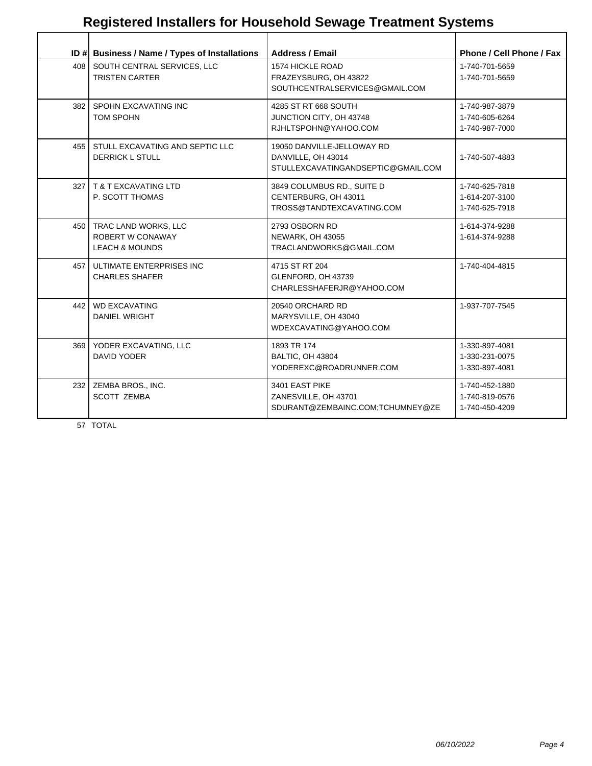# Registered Installers for Household Sewage Treatment Systems

| ID # | Business / Name / Types of Installations | Address / Email | Phone / Cell Phone / Fax |
|---|---|---|---|
| 408 | SOUTH CENTRAL SERVICES, LLC<br>TRISTEN CARTER | 1574 HICKLE ROAD<br>FRAZEYSBURG, OH 43822<br>SOUTHCENTRALSERVICES@GMAIL.COM | 1-740-701-5659<br>1-740-701-5659 |
| 382 | SPOHN EXCAVATING INC<br>TOM SPOHN | 4285 ST RT 668 SOUTH<br>JUNCTION CITY, OH 43748<br>RJHLTSPOHN@YAHOO.COM | 1-740-987-3879<br>1-740-605-6264<br>1-740-987-7000 |
| 455 | STULL EXCAVATING AND SEPTIC LLC<br>DERRICK L STULL | 19050 DANVILLE-JELLOWAY RD<br>DANVILLE, OH 43014<br>STULLEXCAVATINGANDSEPTIC@GMAIL.COM | 1-740-507-4883 |
| 327 | T & T EXCAVATING LTD<br>P. SCOTT THOMAS | 3849 COLUMBUS RD., SUITE D<br>CENTERBURG, OH 43011<br>TROSS@TANDTEXCAVATING.COM | 1-740-625-7818<br>1-614-207-3100<br>1-740-625-7918 |
| 450 | TRAC LAND WORKS, LLC<br>ROBERT W CONAWAY<br>LEACH & MOUNDS | 2793 OSBORN RD<br>NEWARK, OH 43055<br>TRACLANDWORKS@GMAIL.COM | 1-614-374-9288<br>1-614-374-9288 |
| 457 | ULTIMATE ENTERPRISES INC<br>CHARLES SHAFER | 4715 ST RT 204<br>GLENFORD, OH 43739<br>CHARLESSHAFERJR@YAHOO.COM | 1-740-404-4815 |
| 442 | WD EXCAVATING<br>DANIEL WRIGHT | 20540 ORCHARD RD<br>MARYSVILLE, OH 43040<br>WDEXCAVATING@YAHOO.COM | 1-937-707-7545 |
| 369 | YODER EXCAVATING, LLC<br>DAVID YODER | 1893 TR 174<br>BALTIC, OH 43804<br>YODEREXC@ROADRUNNER.COM | 1-330-897-4081<br>1-330-231-0075<br>1-330-897-4081 |
| 232 | ZEMBA BROS., INC.<br>SCOTT ZEMBA | 3401 EAST PIKE<br>ZANESVILLE, OH 43701<br>SDURANT@ZEMBAINC.COM;TCHUMNEY@ZE | 1-740-452-1880<br>1-740-819-0576<br>1-740-450-4209 |

57 TOTAL

*06/10/2022*